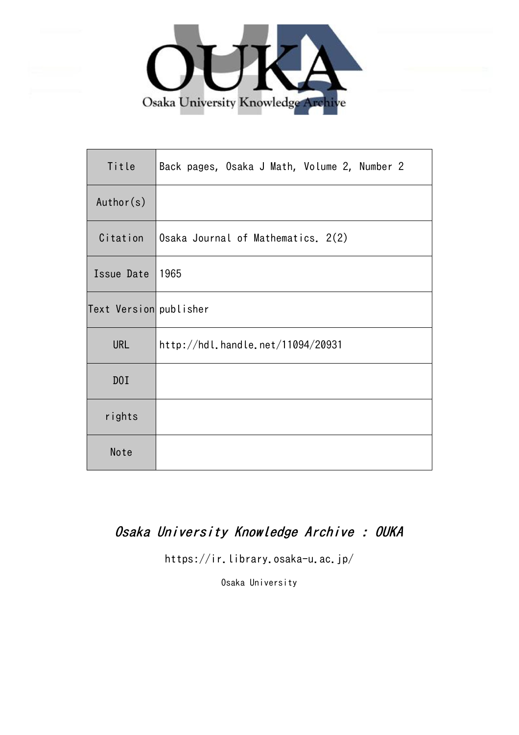OUKA

Osaka University Knowledge Archive

| Title | Back pages, Osaka J Math, Volume 2, Number 2 |
| --- | --- |
| Author(s) | |
| Citation | Osaka Journal of Mathematics. 2(2) |
| Issue Date | 1965 |
| Text Version | publisher |
| URL | http://hdl.handle.net/11094/20931 |
| DOI | |
| rights | |
| Note | |

*Osaka University Knowledge Archive : OUKA*

https://ir.library.osaka-u.ac.jp/

Osaka University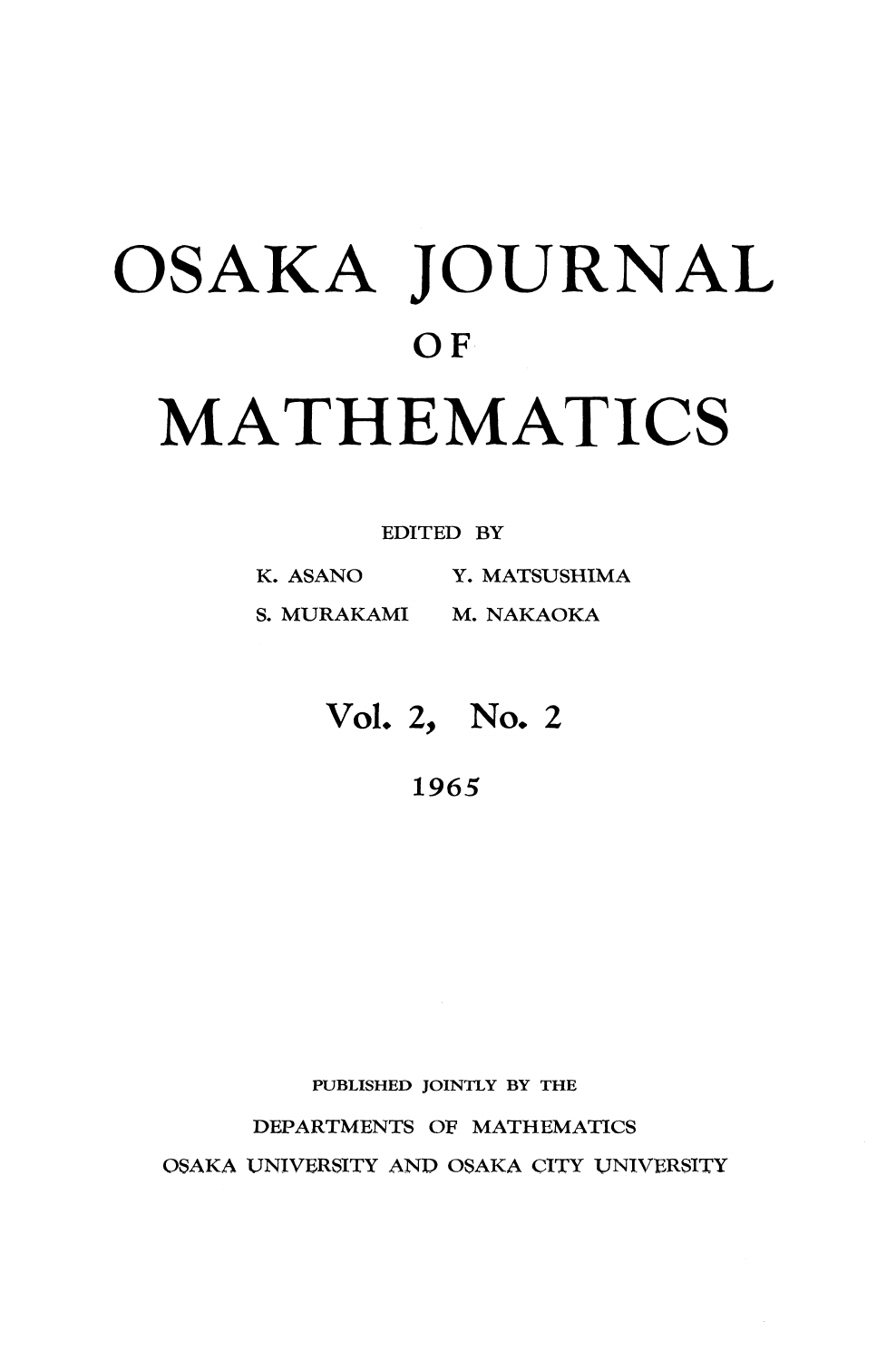# OSAKA JOURNAL

## OF

# MATHEMATICS

EDITED BY

K. ASANO Y. MATSUSHIMA

S. MURAKAMI M. NAKAOKA

Vol. 2, No. 2

1965

PUBLISHED JOINTLY BY THE

DEPARTMENTS OF MATHEMATICS

OSAKA UNIVERSITY AND OSAKA CITY UNIVERSITY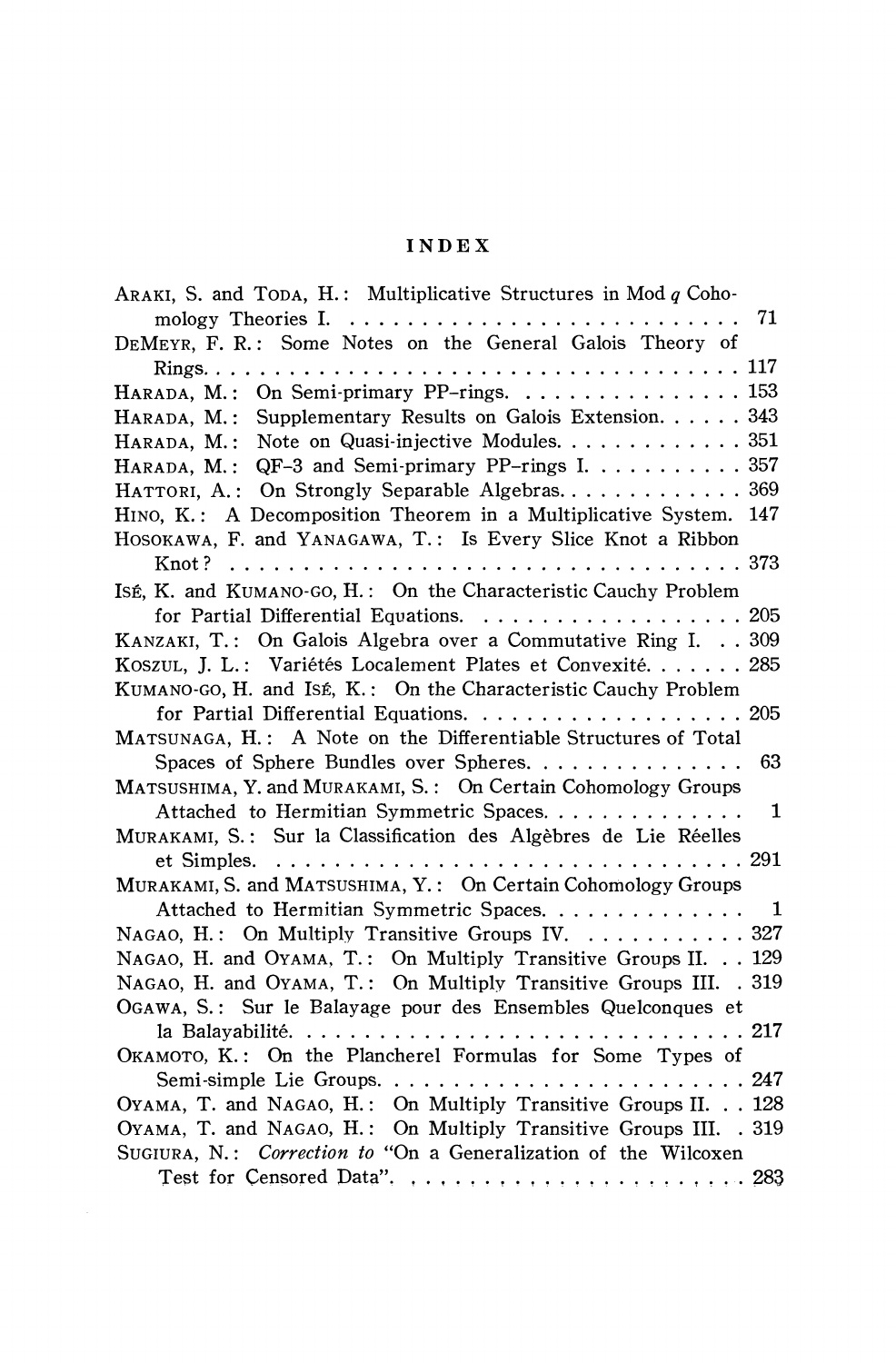# INDEX

ARAKI, S. and TODA, H.: Multiplicative Structures in Mod $q$ Cohomology Theories I. . . . . . . . . . . . . . . . . . . . . . . . . . 71

DEMEYR, F. R.: Some Notes on the General Galois Theory of Rings. . . . . . . . . . . . . . . . . . . . . . . . . . . . . . . . . . . . 117

HARADA, M.: On Semi-primary PP-rings. . . . . . . . . . . . . . . . 153

HARADA, M.: Supplementary Results on Galois Extension. . . . . . 343

HARADA, M.: Note on Quasi-injective Modules. . . . . . . . . . . . . 351

HARADA, M.: QF-3 and Semi-primary PP-rings I. . . . . . . . . . . 357

HATTORI, A.: On Strongly Separable Algebras. . . . . . . . . . . . . 369

HINO, K.: A Decomposition Theorem in a Multiplicative System. 147

HOSOKAWA, F. and YANAGAWA, T.: Is Every Slice Knot a Ribbon Knot? . . . . . . . . . . . . . . . . . . . . . . . . . . . . . . . . . . 373

ISÉ, K. and KUMANO-GO, H.: On the Characteristic Cauchy Problem for Partial Differential Equations. . . . . . . . . . . . . . . . . . 205

KANZAKI, T.: On Galois Algebra over a Commutative Ring I. . . 309

KOSZUL, J. L.: Variétés Localement Plates et Convexité. . . . . . . 285

KUMANO-GO, H. and ISÉ, K.: On the Characteristic Cauchy Problem for Partial Differential Equations. . . . . . . . . . . . . . . . . . . 205

MATSUNAGA, H.: A Note on the Differentiable Structures of Total Spaces of Sphere Bundles over Spheres. . . . . . . . . . . . . . . 63

MATSUSHIMA, Y. and MURAKAMI, S.: On Certain Cohomology Groups Attached to Hermitian Symmetric Spaces. . . . . . . . . . . . . . 1

MURAKAMI, S.: Sur la Classification des Algèbres de Lie Réelles et Simples. . . . . . . . . . . . . . . . . . . . . . . . . . . . . . . . . 291

MURAKAMI, S. and MATSUSHIMA, Y.: On Certain Cohomology Groups Attached to Hermitian Symmetric Spaces. . . . . . . . . . . . . . 1

NAGAO, H.: On Multiply Transitive Groups IV. . . . . . . . . . . . 327

NAGAO, H. and OYAMA, T.: On Multiply Transitive Groups II. . . 129

NAGAO, H. and OYAMA, T.: On Multiply Transitive Groups III. . 319

OGAWA, S.: Sur le Balayage pour des Ensembles Quelconques et la Balayabilité. . . . . . . . . . . . . . . . . . . . . . . . . . . . . . . 217

OKAMOTO, K.: On the Plancherel Formulas for Some Types of Semi-simple Lie Groups. . . . . . . . . . . . . . . . . . . . . . . . . 247

OYAMA, T. and NAGAO, H.: On Multiply Transitive Groups II. . . 128

OYAMA, T. and NAGAO, H.: On Multiply Transitive Groups III. . 319

SUGIURA, N.: *Correction to* "On a Generalization of the Wilcoxen Test for Censored Data". . . . . . . . . . . . . . . . . . . . . . . 283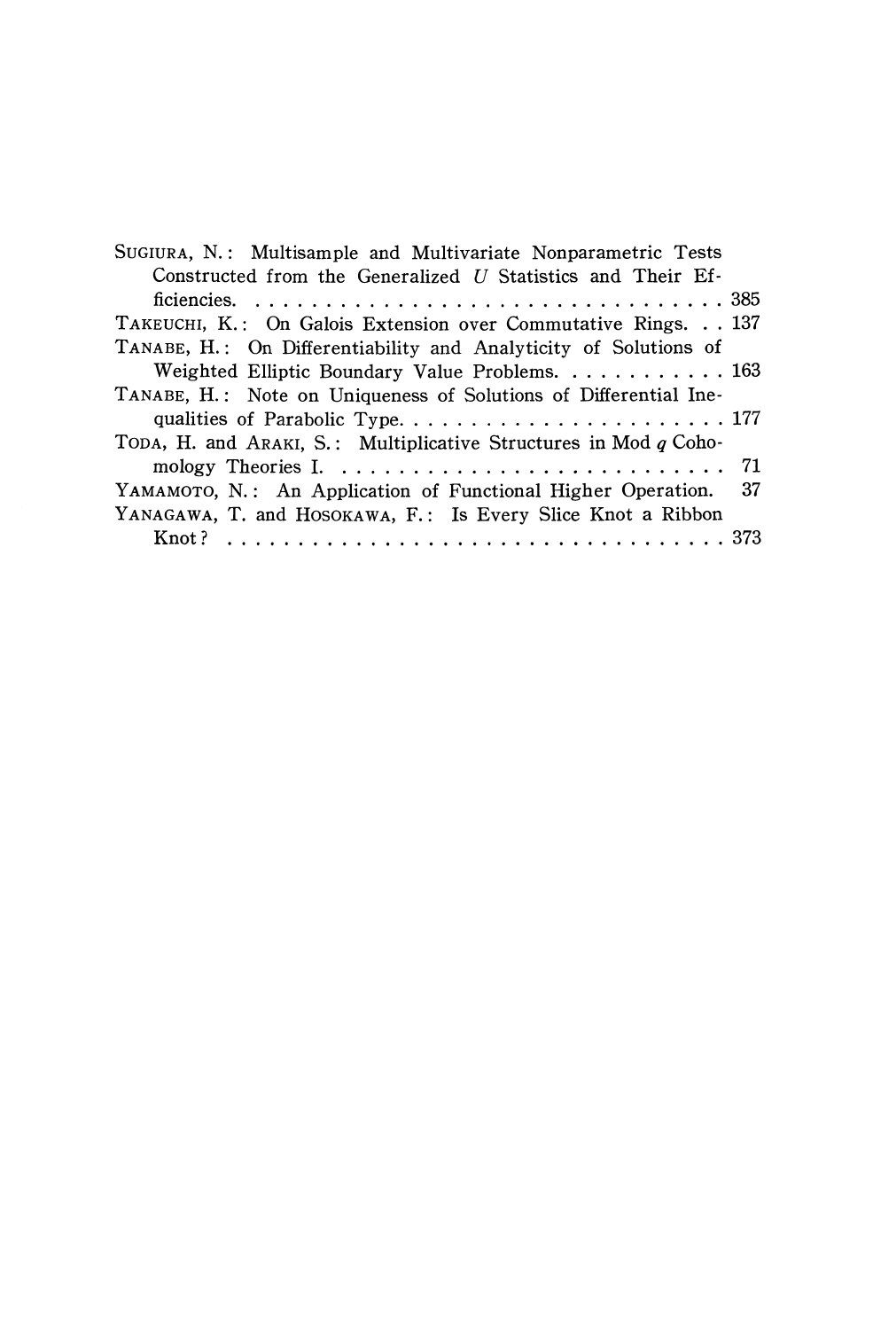SUGIURA, N.: Multisample and Multivariate Nonparametric Tests Constructed from the Generalized $U$ Statistics and Their Efficiencies. . . . . . . . . . . . . . . . . . . . . . . . . . . . . . . . . . 385

TAKEUCHI, K.: On Galois Extension over Commutative Rings. . . 137

TANABE, H.: On Differentiability and Analyticity of Solutions of Weighted Elliptic Boundary Value Problems. . . . . . . . . . . . 163

TANABE, H.: Note on Uniqueness of Solutions of Differential Inequalities of Parabolic Type. . . . . . . . . . . . . . . . . . . . . . . . 177

TODA, H. and ARAKI, S.: Multiplicative Structures in Mod $q$ Cohomology Theories I. . . . . . . . . . . . . . . . . . . . . . . . . . . . 71

YAMAMOTO, N.: An Application of Functional Higher Operation. 37

YANAGAWA, T. and HOSOKAWA, F.: Is Every Slice Knot a Ribbon Knot? . . . . . . . . . . . . . . . . . . . . . . . . . . . . . . . . . . 373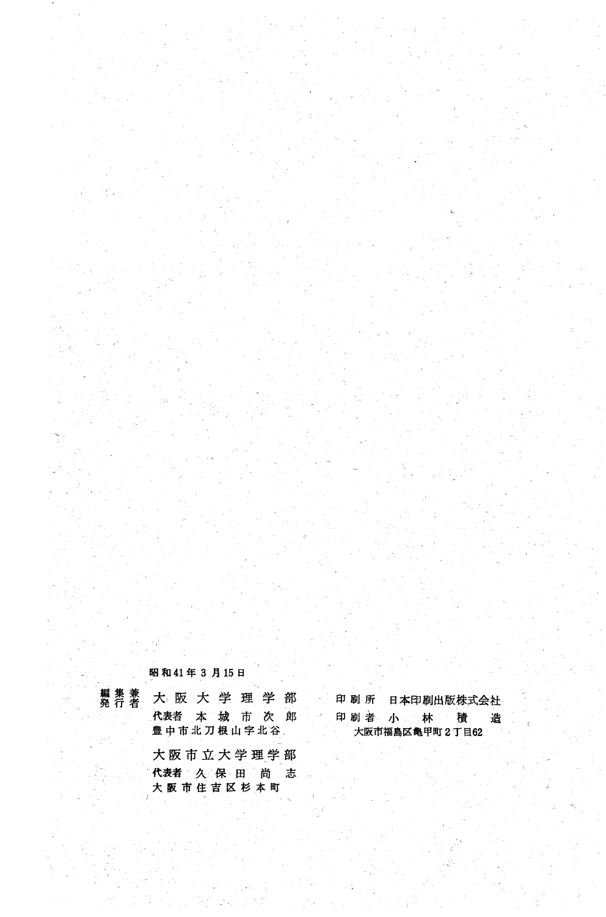昭和41年3月15日

編集兼発行者　大阪大学理学部
代表者　本城市次郎
豊中市北刀根山字北谷

大阪市立大学理学部
代表者　久保田尚志
大阪市住吉区杉本町

印刷所　日本印刷出版株式会社
印刷者　小林積造
大阪市福島区亀甲町2丁目62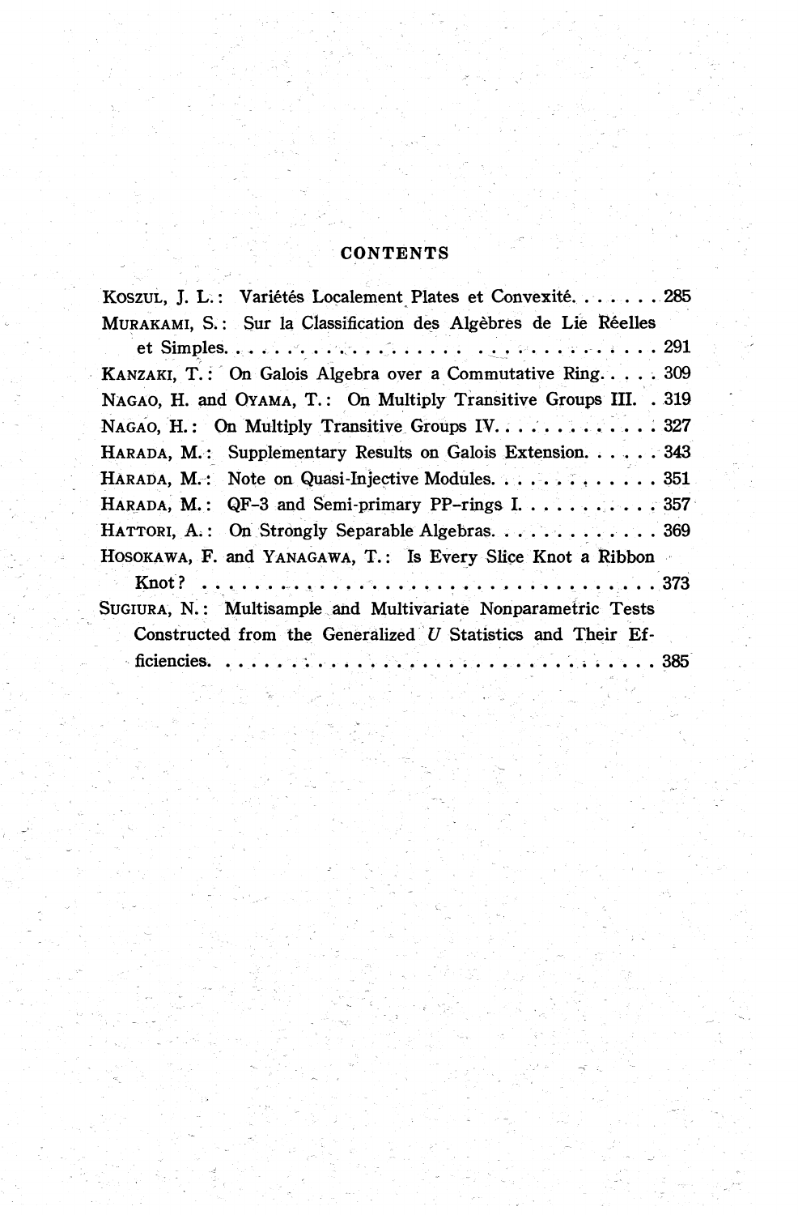# CONTENTS

KOSZUL, J. L.: Variétés Localement Plates et Convexité. . . . . . . 285

MURAKAMI, S.: Sur la Classification des Algèbres de Lie Réelles et Simples. . . . . . . . . . . . . . . . . . . . . . . . . . . . 291

KANZAKI, T.: On Galois Algebra over a Commutative Ring. . . . . 309

NAGAO, H. and OYAMA, T.: On Multiply Transitive Groups III. . 319

NAGAO, H.: On Multiply Transitive Groups IV. . . . . . . . . . . . . 327

HARADA, M.: Supplementary Results on Galois Extension. . . . . . 343

HARADA, M.: Note on Quasi-Injective Modules. . . . . . . . . . . . . 351

HARADA, M.: QF-3 and Semi-primary PP-rings I. . . . . . . . . . . 357

HATTORI, A.: On Strongly Separable Algebras. . . . . . . . . . . . . 369

HOSOKAWA, F. and YANAGAWA, T.: Is Every Slice Knot a Ribbon Knot? . . . . . . . . . . . . . . . . . . . . . . . . . . . . . . . . 373

SUGIURA, N.: Multisample and Multivariate Nonparametric Tests Constructed from the Generalized $U$ Statistics and Their Efficiencies. . . . . . . . . . . . . . . . . . . . . . . . . . . . . . . 385